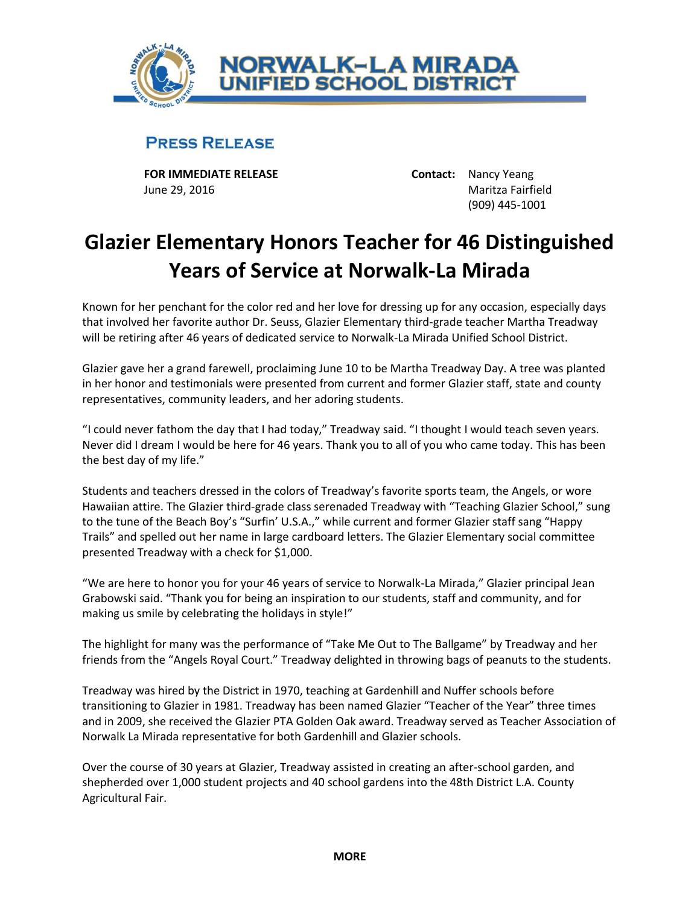NORWALK–LA MIRADA UNIFIED SCHOOL DISTRICT

## PRESS RELEASE

**FOR IMMEDIATE RELEASE**
June 29, 2016

**Contact:** Nancy Yeang
Maritza Fairfield
(909) 445-1001

# Glazier Elementary Honors Teacher for 46 Distinguished Years of Service at Norwalk-La Mirada

Known for her penchant for the color red and her love for dressing up for any occasion, especially days that involved her favorite author Dr. Seuss, Glazier Elementary third-grade teacher Martha Treadway will be retiring after 46 years of dedicated service to Norwalk-La Mirada Unified School District.

Glazier gave her a grand farewell, proclaiming June 10 to be Martha Treadway Day. A tree was planted in her honor and testimonials were presented from current and former Glazier staff, state and county representatives, community leaders, and her adoring students.

"I could never fathom the day that I had today," Treadway said. "I thought I would teach seven years. Never did I dream I would be here for 46 years. Thank you to all of you who came today. This has been the best day of my life."

Students and teachers dressed in the colors of Treadway's favorite sports team, the Angels, or wore Hawaiian attire. The Glazier third-grade class serenaded Treadway with "Teaching Glazier School," sung to the tune of the Beach Boy's "Surfin' U.S.A.," while current and former Glazier staff sang "Happy Trails" and spelled out her name in large cardboard letters. The Glazier Elementary social committee presented Treadway with a check for $1,000.

"We are here to honor you for your 46 years of service to Norwalk-La Mirada," Glazier principal Jean Grabowski said. "Thank you for being an inspiration to our students, staff and community, and for making us smile by celebrating the holidays in style!"

The highlight for many was the performance of "Take Me Out to The Ballgame" by Treadway and her friends from the "Angels Royal Court." Treadway delighted in throwing bags of peanuts to the students.

Treadway was hired by the District in 1970, teaching at Gardenhill and Nuffer schools before transitioning to Glazier in 1981. Treadway has been named Glazier "Teacher of the Year" three times and in 2009, she received the Glazier PTA Golden Oak award. Treadway served as Teacher Association of Norwalk La Mirada representative for both Gardenhill and Glazier schools.

Over the course of 30 years at Glazier, Treadway assisted in creating an after-school garden, and shepherded over 1,000 student projects and 40 school gardens into the 48th District L.A. County Agricultural Fair.

**MORE**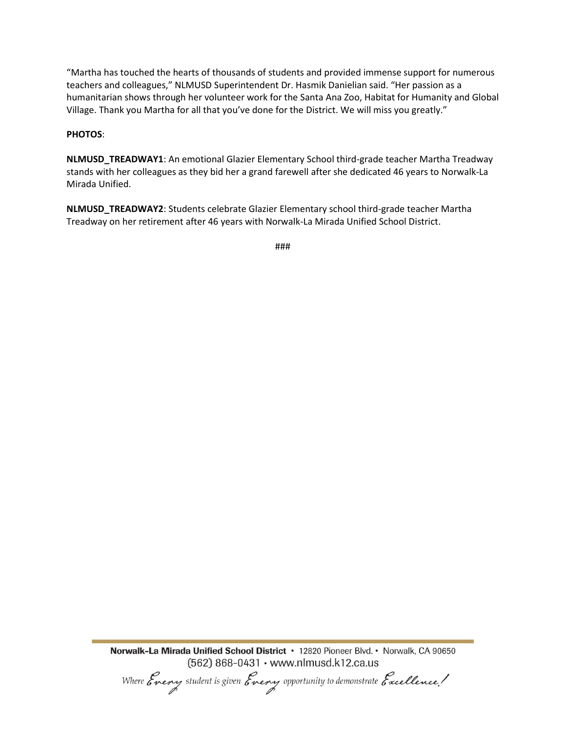"Martha has touched the hearts of thousands of students and provided immense support for numerous teachers and colleagues," NLMUSD Superintendent Dr. Hasmik Danielian said. "Her passion as a humanitarian shows through her volunteer work for the Santa Ana Zoo, Habitat for Humanity and Global Village. Thank you Martha for all that you've done for the District. We will miss you greatly."

**PHOTOS**:

**NLMUSD_TREADWAY1**: An emotional Glazier Elementary School third-grade teacher Martha Treadway stands with her colleagues as they bid her a grand farewell after she dedicated 46 years to Norwalk-La Mirada Unified.

**NLMUSD_TREADWAY2**: Students celebrate Glazier Elementary school third-grade teacher Martha Treadway on her retirement after 46 years with Norwalk-La Mirada Unified School District.

###